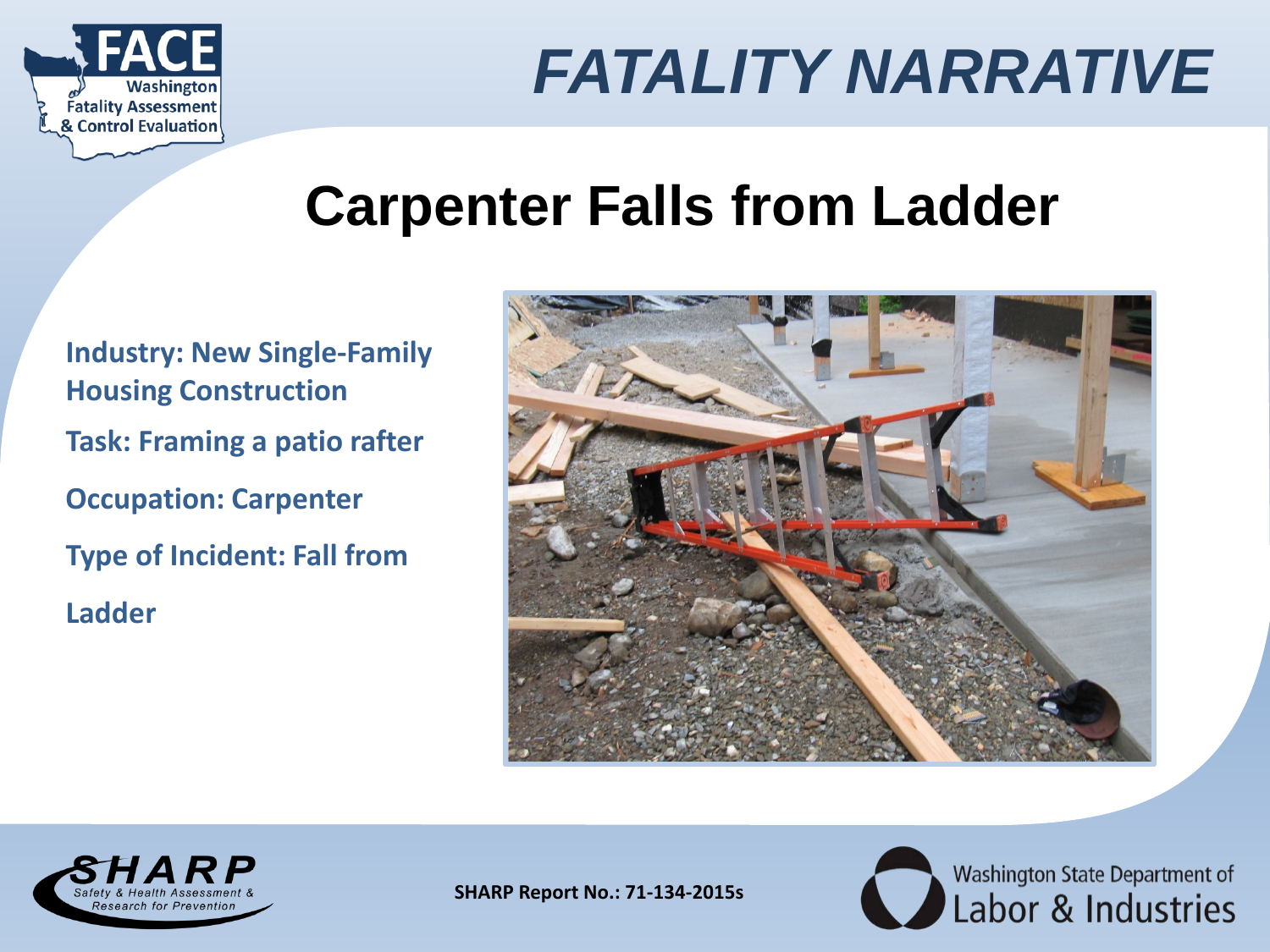# FATALITY NARRATIVE

## Carpenter Falls from Ladder

**Industry: New Single-Family Housing Construction**

**Task: Framing a patio rafter**

**Occupation: Carpenter**

**Type of Incident: Fall from Ladder**

SHARP Report No.: 71-134-2015s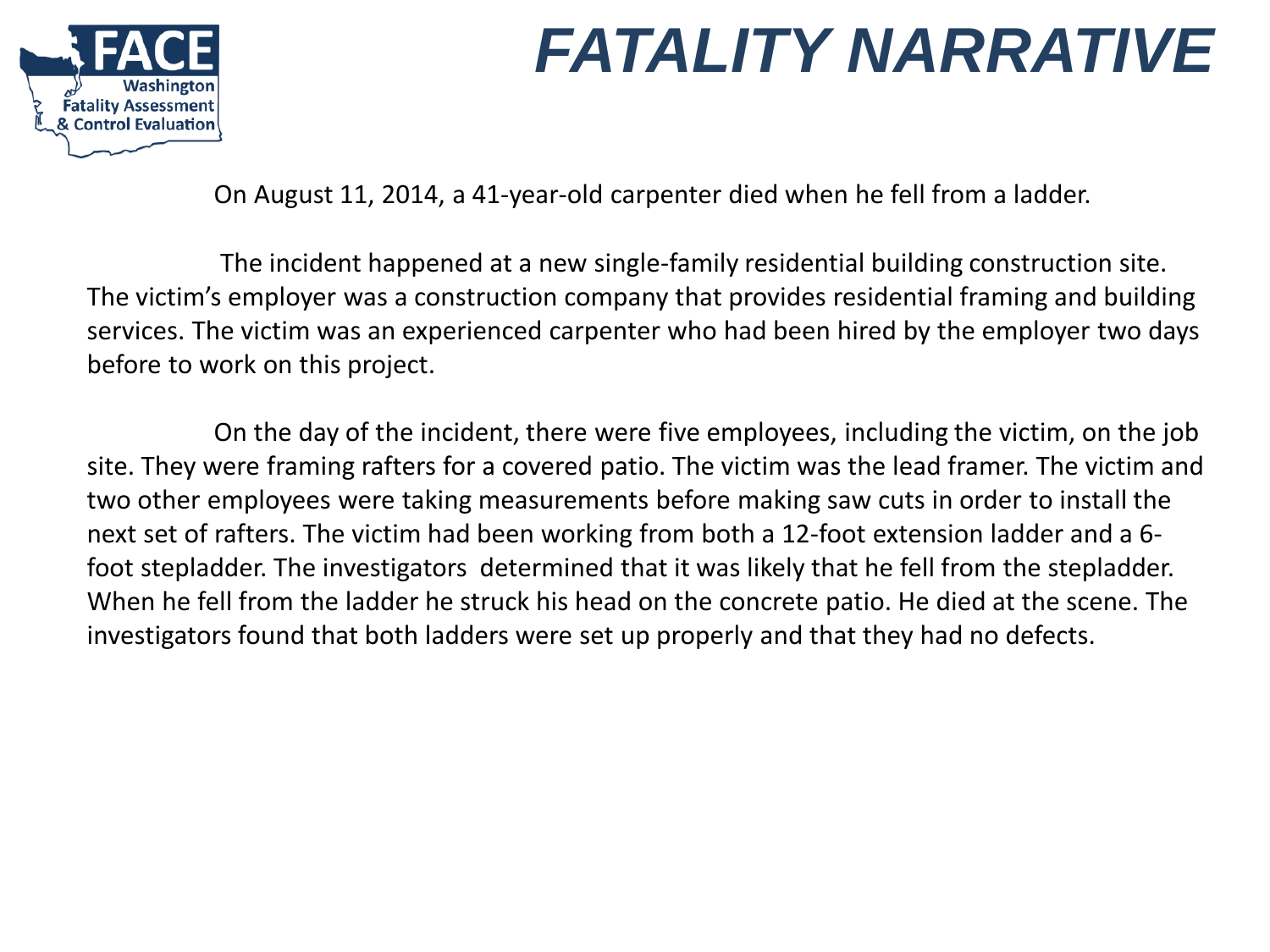# FATALITY NARRATIVE

On August 11, 2014, a 41-year-old carpenter died when he fell from a ladder.

The incident happened at a new single-family residential building construction site. The victim's employer was a construction company that provides residential framing and building services. The victim was an experienced carpenter who had been hired by the employer two days before to work on this project.

On the day of the incident, there were five employees, including the victim, on the job site. They were framing rafters for a covered patio. The victim was the lead framer. The victim and two other employees were taking measurements before making saw cuts in order to install the next set of rafters. The victim had been working from both a 12-foot extension ladder and a 6-foot stepladder. The investigators determined that it was likely that he fell from the stepladder. When he fell from the ladder he struck his head on the concrete patio. He died at the scene. The investigators found that both ladders were set up properly and that they had no defects.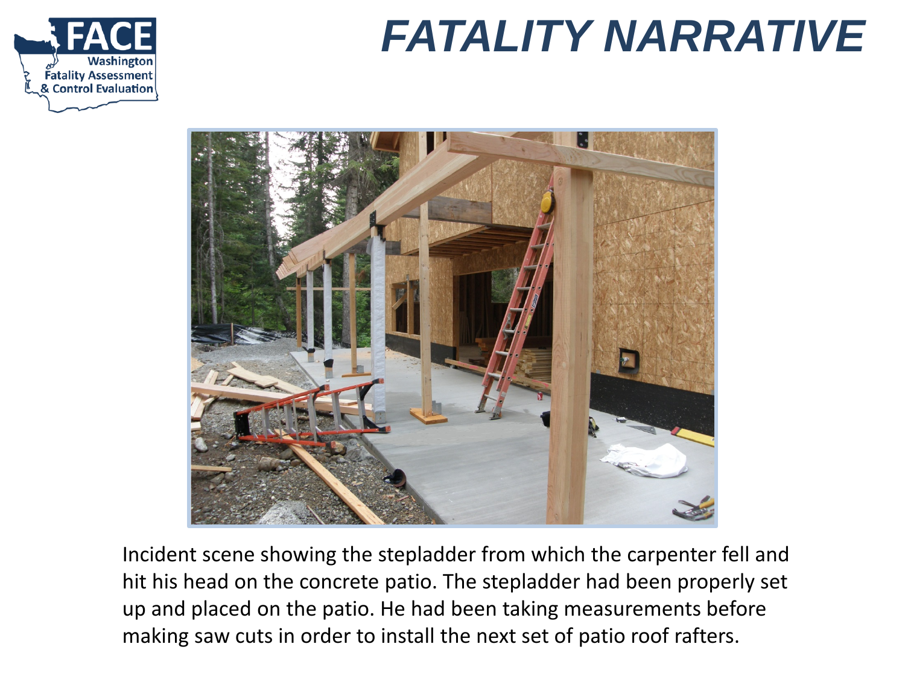# FATALITY NARRATIVE

Incident scene showing the stepladder from which the carpenter fell and hit his head on the concrete patio. The stepladder had been properly set up and placed on the patio. He had been taking measurements before making saw cuts in order to install the next set of patio roof rafters.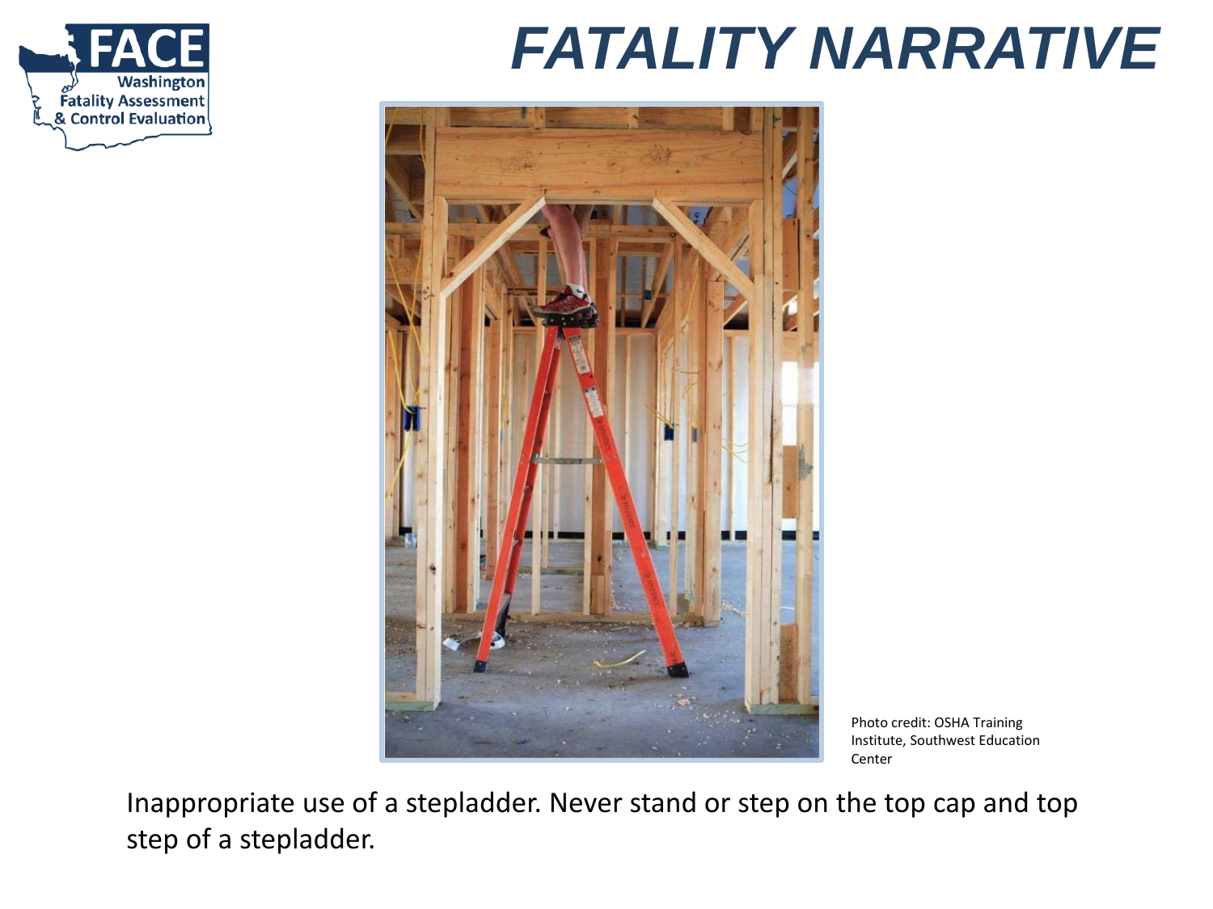# FATALITY NARRATIVE

Photo credit: OSHA Training Institute, Southwest Education Center

Inappropriate use of a stepladder. Never stand or step on the top cap and top step of a stepladder.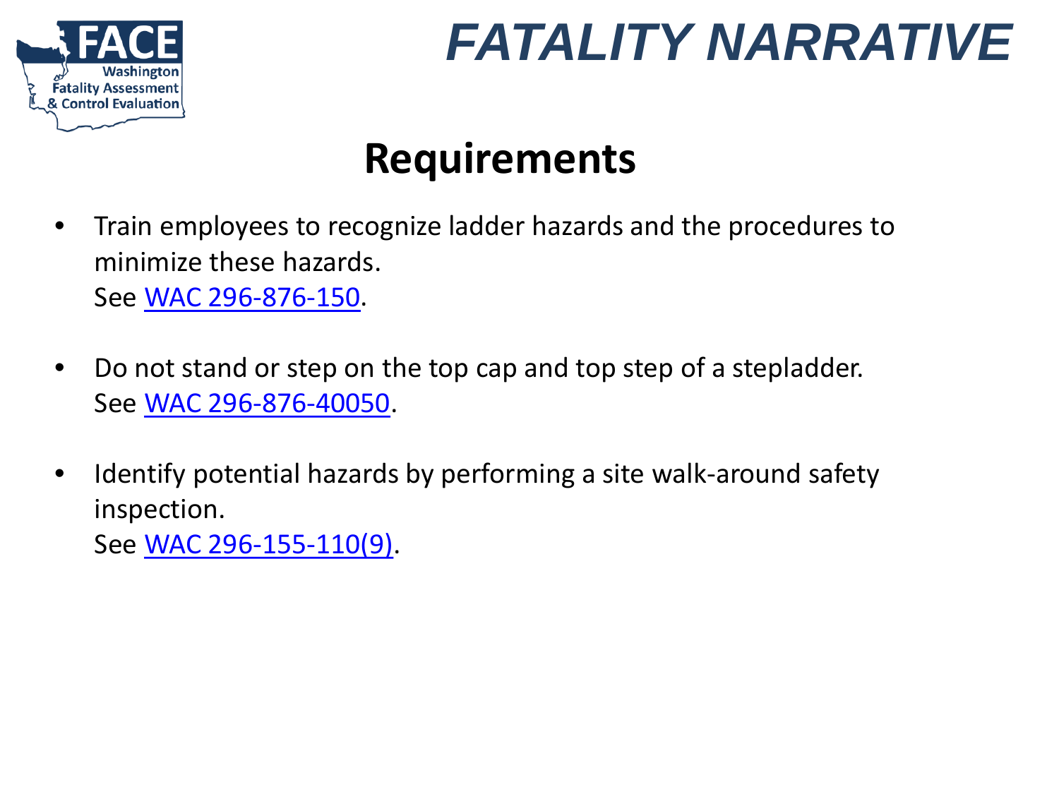# FATALITY NARRATIVE

## Requirements

- Train employees to recognize ladder hazards and the procedures to minimize these hazards.
  See [WAC 296-876-150](WAC 296-876-150).

- Do not stand or step on the top cap and top step of a stepladder.
  See [WAC 296-876-40050](WAC 296-876-40050).

- Identify potential hazards by performing a site walk-around safety inspection.
  See [WAC 296-155-110(9)](WAC 296-155-110(9)).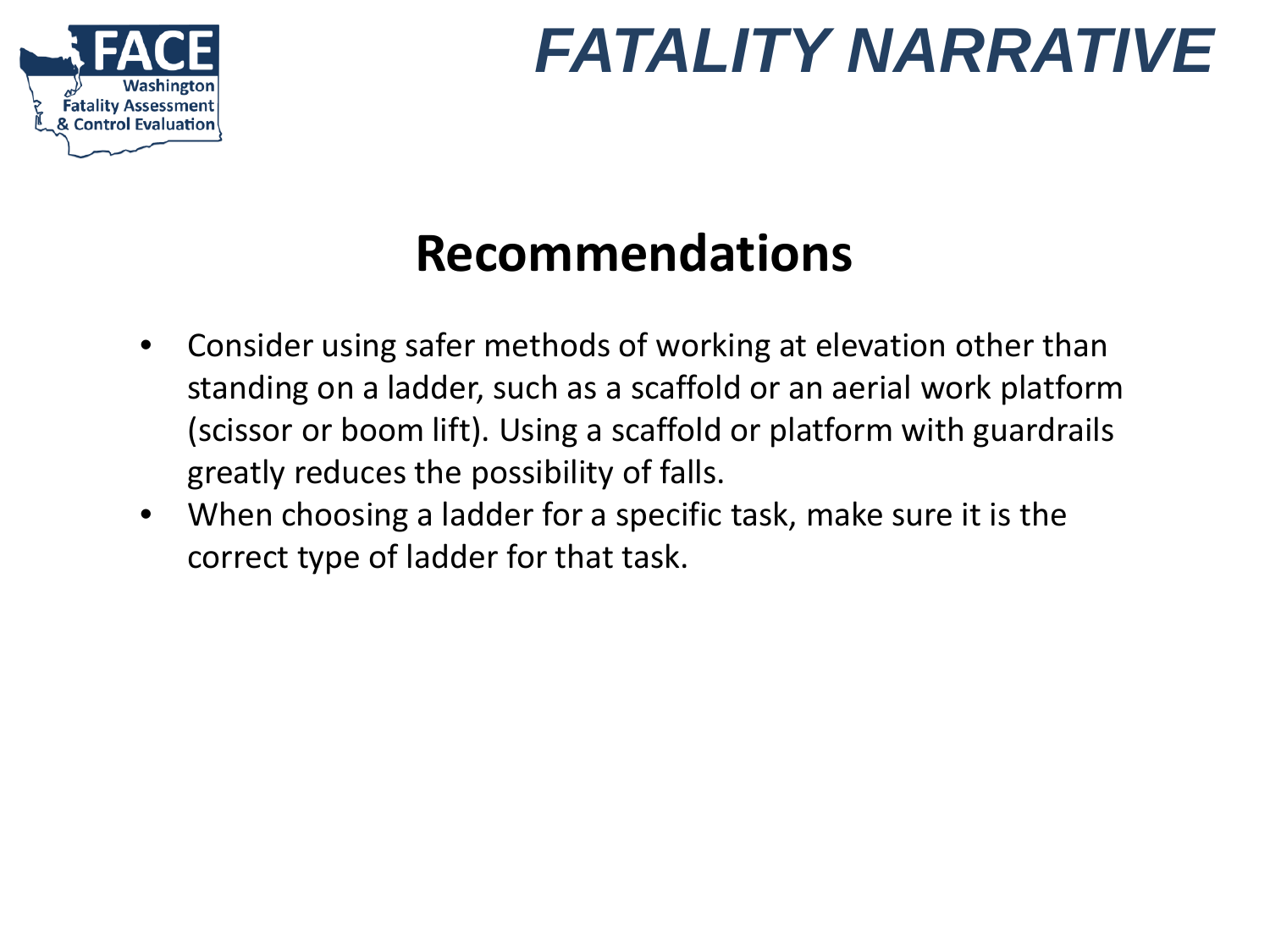# Recommendations

- Consider using safer methods of working at elevation other than standing on a ladder, such as a scaffold or an aerial work platform (scissor or boom lift). Using a scaffold or platform with guardrails greatly reduces the possibility of falls.
- When choosing a ladder for a specific task, make sure it is the correct type of ladder for that task.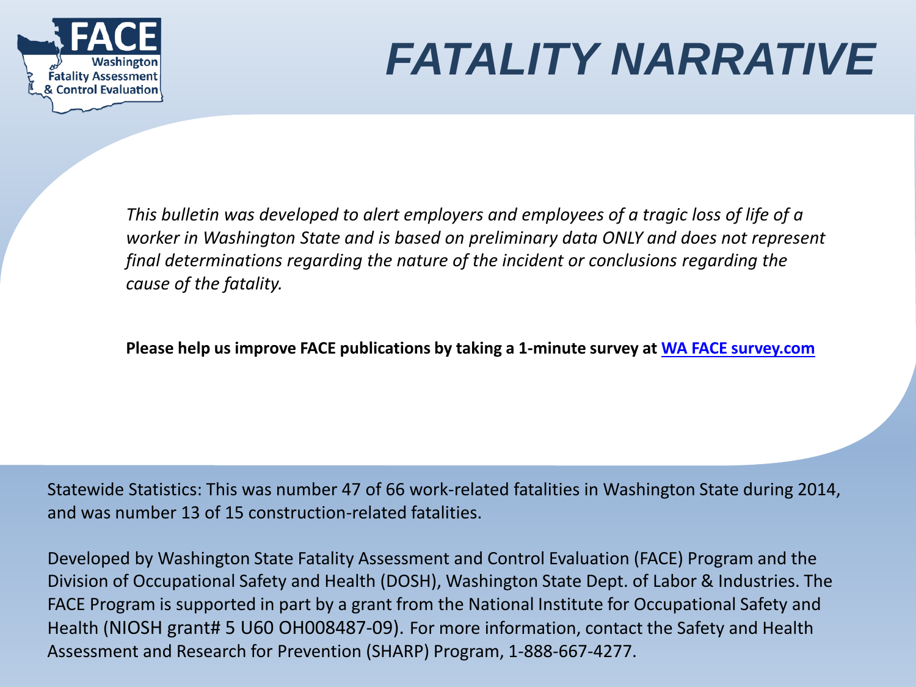FACE
Washington
Fatality Assessment
& Control Evaluation

# FATALITY NARRATIVE

*This bulletin was developed to alert employers and employees of a tragic loss of life of a worker in Washington State and is based on preliminary data ONLY and does not represent final determinations regarding the nature of the incident or conclusions regarding the cause of the fatality.*

**Please help us improve FACE publications by taking a 1-minute survey at [WA FACE survey.com](WA FACE survey.com)**

Statewide Statistics: This was number 47 of 66 work-related fatalities in Washington State during 2014, and was number 13 of 15 construction-related fatalities.

Developed by Washington State Fatality Assessment and Control Evaluation (FACE) Program and the Division of Occupational Safety and Health (DOSH), Washington State Dept. of Labor & Industries. The FACE Program is supported in part by a grant from the National Institute for Occupational Safety and Health (NIOSH grant# 5 U60 OH008487-09). For more information, contact the Safety and Health Assessment and Research for Prevention (SHARP) Program, 1-888-667-4277.